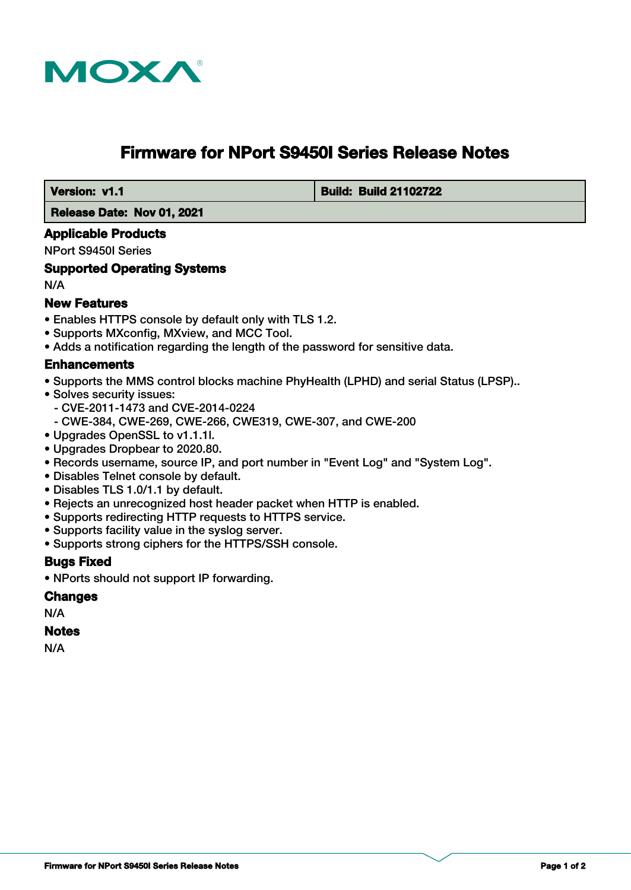MOXA

# Firmware for NPort S9450I Series Release Notes

| Version: v1.1 | Build: Build 21102722 |
| --- | --- |
| Release Date: Nov 01, 2021 | |

## Applicable Products

NPort S9450I Series

## Supported Operating Systems

N/A

## New Features

- Enables HTTPS console by default only with TLS 1.2.
- Supports MXconfig, MXview, and MCC Tool.
- Adds a notification regarding the length of the password for sensitive data.

## Enhancements

- Supports the MMS control blocks machine PhyHealth (LPHD) and serial Status (LPSP)..
- Solves security issues:
  - CVE-2011-1473 and CVE-2014-0224
  - CWE-384, CWE-269, CWE-266, CWE319, CWE-307, and CWE-200
- Upgrades OpenSSL to v1.1.1l.
- Upgrades Dropbear to 2020.80.
- Records username, source IP, and port number in "Event Log" and "System Log".
- Disables Telnet console by default.
- Disables TLS 1.0/1.1 by default.
- Rejects an unrecognized host header packet when HTTP is enabled.
- Supports redirecting HTTP requests to HTTPS service.
- Supports facility value in the syslog server.
- Supports strong ciphers for the HTTPS/SSH console.

## Bugs Fixed

- NPorts should not support IP forwarding.

## Changes

N/A

## Notes

N/A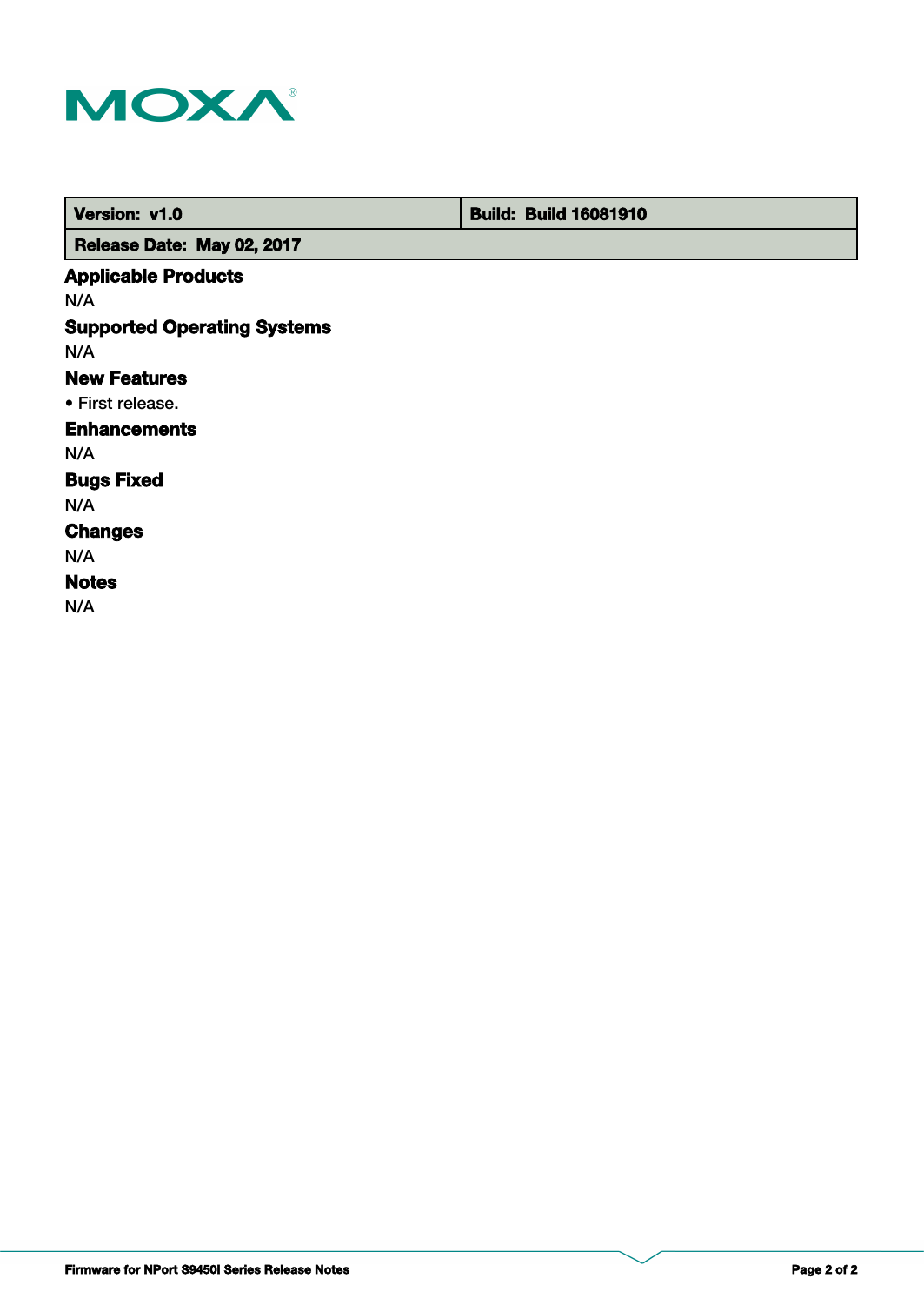| Version: v1.0 | Build: Build 16081910 |
| --- | --- |
| Release Date: May 02, 2017 | |

## Applicable Products

N/A

## Supported Operating Systems

N/A

## New Features

- First release.

## Enhancements

N/A

## Bugs Fixed

N/A

## Changes

N/A

## Notes

N/A